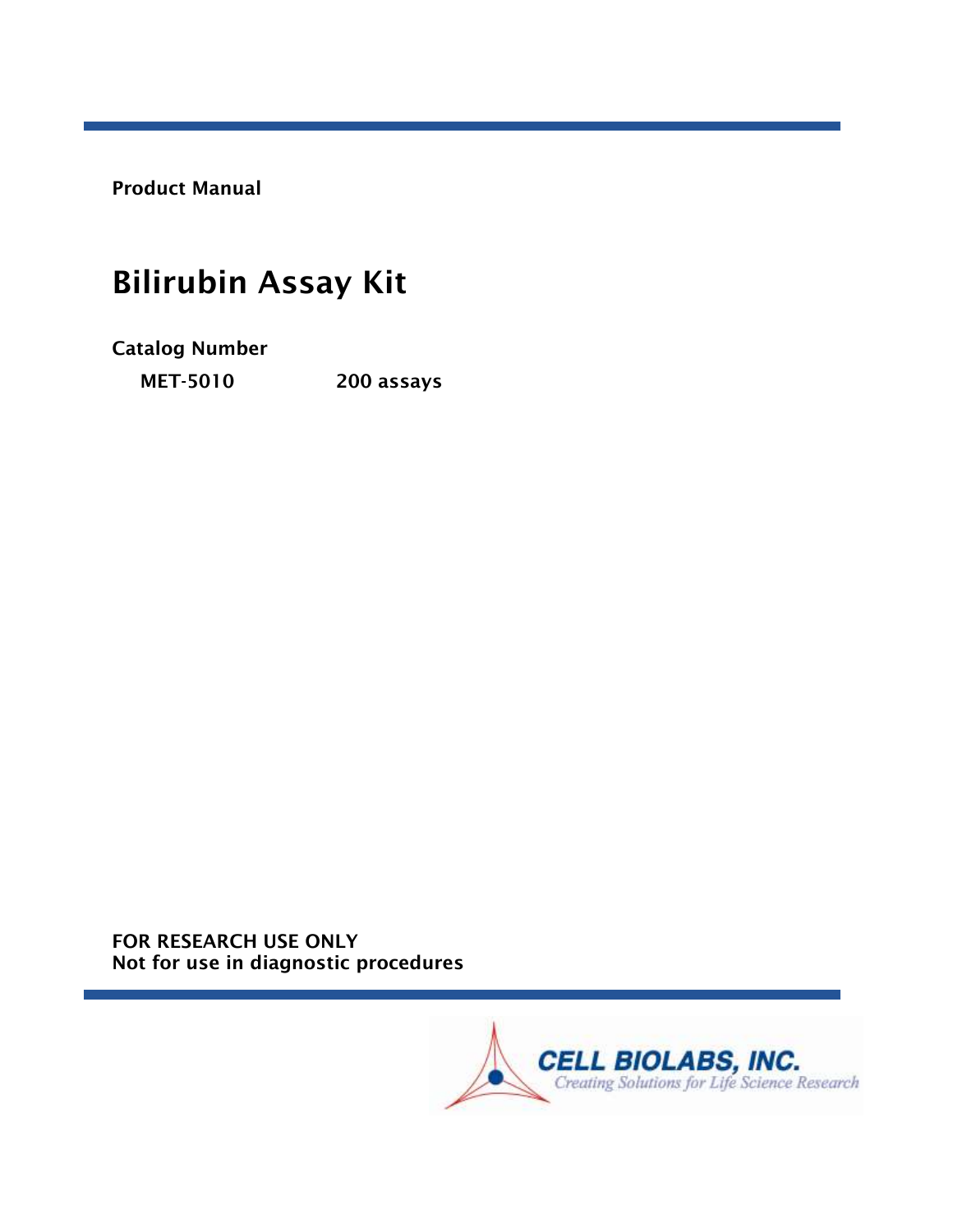**Product Manual**

# Bilirubin Assay Kit

**Catalog Number**

| | |
|---|---|
| **MET-5010** | **200 assays** |

**FOR RESEARCH USE ONLY**
**Not for use in diagnostic procedures**

CELL BIOLABS, INC.
*Creating Solutions for Life Science Research*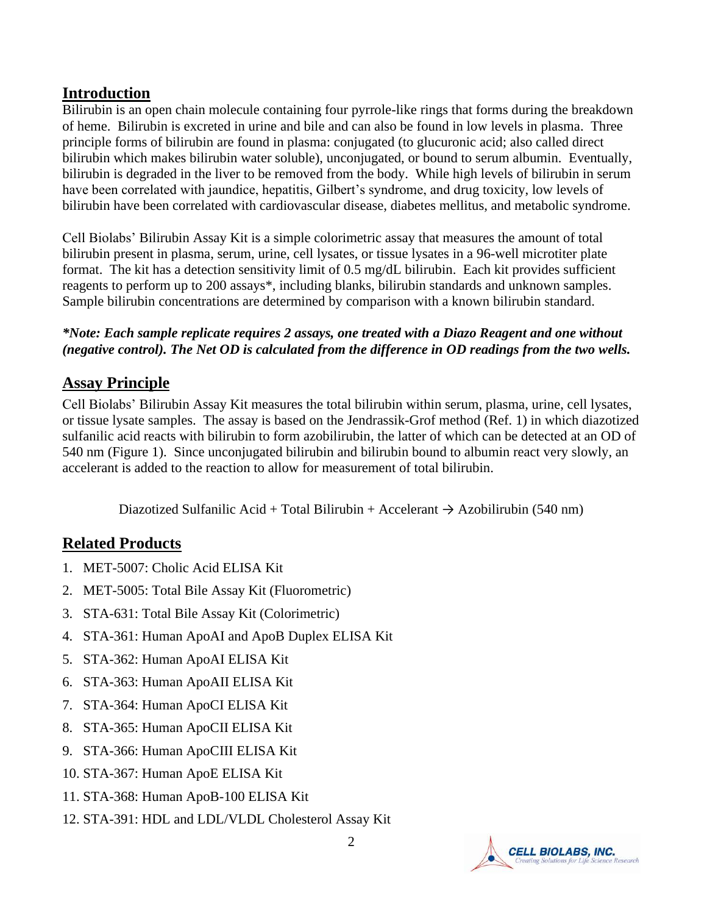## Introduction

Bilirubin is an open chain molecule containing four pyrrole-like rings that forms during the breakdown of heme. Bilirubin is excreted in urine and bile and can also be found in low levels in plasma. Three principle forms of bilirubin are found in plasma: conjugated (to glucuronic acid; also called direct bilirubin which makes bilirubin water soluble), unconjugated, or bound to serum albumin. Eventually, bilirubin is degraded in the liver to be removed from the body. While high levels of bilirubin in serum have been correlated with jaundice, hepatitis, Gilbert's syndrome, and drug toxicity, low levels of bilirubin have been correlated with cardiovascular disease, diabetes mellitus, and metabolic syndrome.

Cell Biolabs' Bilirubin Assay Kit is a simple colorimetric assay that measures the amount of total bilirubin present in plasma, serum, urine, cell lysates, or tissue lysates in a 96-well microtiter plate format. The kit has a detection sensitivity limit of 0.5 mg/dL bilirubin. Each kit provides sufficient reagents to perform up to 200 assays*, including blanks, bilirubin standards and unknown samples. Sample bilirubin concentrations are determined by comparison with a known bilirubin standard.

***Note: Each sample replicate requires 2 assays, one treated with a Diazo Reagent and one without (negative control). The Net OD is calculated from the difference in OD readings from the two wells.***

## Assay Principle

Cell Biolabs' Bilirubin Assay Kit measures the total bilirubin within serum, plasma, urine, cell lysates, or tissue lysate samples. The assay is based on the Jendrassik-Grof method (Ref. 1) in which diazotized sulfanilic acid reacts with bilirubin to form azobilirubin, the latter of which can be detected at an OD of 540 nm (Figure 1). Since unconjugated bilirubin and bilirubin bound to albumin react very slowly, an accelerant is added to the reaction to allow for measurement of total bilirubin.

Diazotized Sulfanilic Acid + Total Bilirubin + Accelerant → Azobilirubin (540 nm)

## Related Products

1. MET-5007: Cholic Acid ELISA Kit
2. MET-5005: Total Bile Assay Kit (Fluorometric)
3. STA-631: Total Bile Assay Kit (Colorimetric)
4. STA-361: Human ApoAI and ApoB Duplex ELISA Kit
5. STA-362: Human ApoAI ELISA Kit
6. STA-363: Human ApoAII ELISA Kit
7. STA-364: Human ApoCI ELISA Kit
8. STA-365: Human ApoCII ELISA Kit
9. STA-366: Human ApoCIII ELISA Kit
10. STA-367: Human ApoE ELISA Kit
11. STA-368: Human ApoB-100 ELISA Kit
12. STA-391: HDL and LDL/VLDL Cholesterol Assay Kit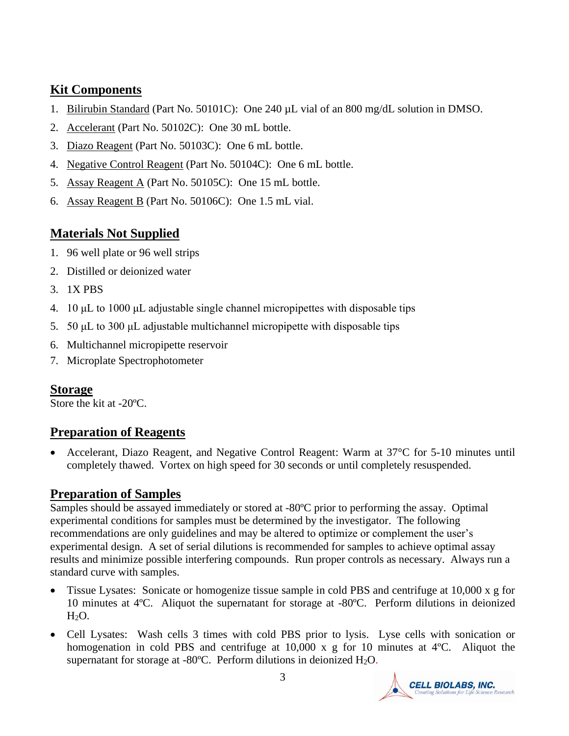## Kit Components

1. Bilirubin Standard (Part No. 50101C): One 240 µL vial of an 800 mg/dL solution in DMSO.
2. Accelerant (Part No. 50102C): One 30 mL bottle.
3. Diazo Reagent (Part No. 50103C): One 6 mL bottle.
4. Negative Control Reagent (Part No. 50104C): One 6 mL bottle.
5. Assay Reagent A (Part No. 50105C): One 15 mL bottle.
6. Assay Reagent B (Part No. 50106C): One 1.5 mL vial.

## Materials Not Supplied

1. 96 well plate or 96 well strips
2. Distilled or deionized water
3. 1X PBS
4. 10 µL to 1000 µL adjustable single channel micropipettes with disposable tips
5. 50 µL to 300 µL adjustable multichannel micropipette with disposable tips
6. Multichannel micropipette reservoir
7. Microplate Spectrophotometer

## Storage

Store the kit at -20ºC.

## Preparation of Reagents

- Accelerant, Diazo Reagent, and Negative Control Reagent: Warm at 37°C for 5-10 minutes until completely thawed. Vortex on high speed for 30 seconds or until completely resuspended.

## Preparation of Samples

Samples should be assayed immediately or stored at -80ºC prior to performing the assay. Optimal experimental conditions for samples must be determined by the investigator. The following recommendations are only guidelines and may be altered to optimize or complement the user's experimental design. A set of serial dilutions is recommended for samples to achieve optimal assay results and minimize possible interfering compounds. Run proper controls as necessary. Always run a standard curve with samples.

- Tissue Lysates: Sonicate or homogenize tissue sample in cold PBS and centrifuge at 10,000 x g for 10 minutes at 4ºC. Aliquot the supernatant for storage at -80ºC. Perform dilutions in deionized $H_2O$.
- Cell Lysates: Wash cells 3 times with cold PBS prior to lysis. Lyse cells with sonication or homogenation in cold PBS and centrifuge at 10,000 x g for 10 minutes at 4ºC. Aliquot the supernatant for storage at -80ºC. Perform dilutions in deionized $H_2O$.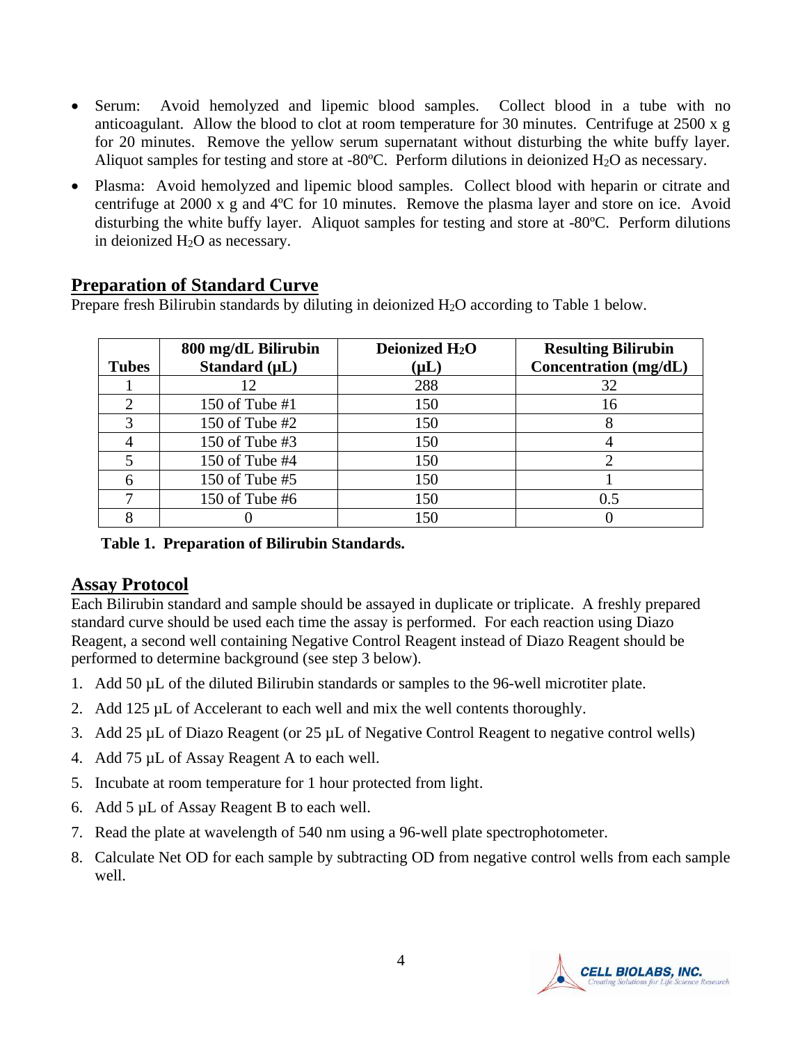- Serum: Avoid hemolyzed and lipemic blood samples. Collect blood in a tube with no anticoagulant. Allow the blood to clot at room temperature for 30 minutes. Centrifuge at 2500 x g for 20 minutes. Remove the yellow serum supernatant without disturbing the white buffy layer. Aliquot samples for testing and store at -80ºC. Perform dilutions in deionized $H_2O$ as necessary.
- Plasma: Avoid hemolyzed and lipemic blood samples. Collect blood with heparin or citrate and centrifuge at 2000 x g and 4ºC for 10 minutes. Remove the plasma layer and store on ice. Avoid disturbing the white buffy layer. Aliquot samples for testing and store at -80ºC. Perform dilutions in deionized $H_2O$ as necessary.

## Preparation of Standard Curve

Prepare fresh Bilirubin standards by diluting in deionized $H_2O$ according to Table 1 below.

| Tubes | 800 mg/dL Bilirubin Standard (µL) | Deionized $H_2O$ (µL) | Resulting Bilirubin Concentration (mg/dL) |
|---|---|---|---|
| 1 | 12 | 288 | 32 |
| 2 | 150 of Tube #1 | 150 | 16 |
| 3 | 150 of Tube #2 | 150 | 8 |
| 4 | 150 of Tube #3 | 150 | 4 |
| 5 | 150 of Tube #4 | 150 | 2 |
| 6 | 150 of Tube #5 | 150 | 1 |
| 7 | 150 of Tube #6 | 150 | 0.5 |
| 8 | 0 | 150 | 0 |

**Table 1. Preparation of Bilirubin Standards.**

## Assay Protocol

Each Bilirubin standard and sample should be assayed in duplicate or triplicate. A freshly prepared standard curve should be used each time the assay is performed. For each reaction using Diazo Reagent, a second well containing Negative Control Reagent instead of Diazo Reagent should be performed to determine background (see step 3 below).

1. Add 50 µL of the diluted Bilirubin standards or samples to the 96-well microtiter plate.
2. Add 125 µL of Accelerant to each well and mix the well contents thoroughly.
3. Add 25 µL of Diazo Reagent (or 25 µL of Negative Control Reagent to negative control wells)
4. Add 75 µL of Assay Reagent A to each well.
5. Incubate at room temperature for 1 hour protected from light.
6. Add 5 µL of Assay Reagent B to each well.
7. Read the plate at wavelength of 540 nm using a 96-well plate spectrophotometer.
8. Calculate Net OD for each sample by subtracting OD from negative control wells from each sample well.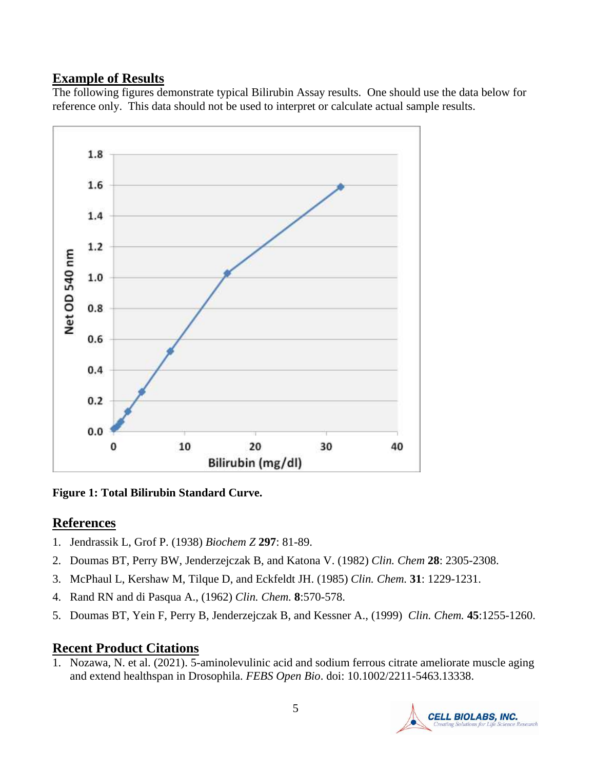## Example of Results

The following figures demonstrate typical Bilirubin Assay results. One should use the data below for reference only. This data should not be used to interpret or calculate actual sample results.

**Figure 1: Total Bilirubin Standard Curve.**

## References

1. Jendrassik L, Grof P. (1938) *Biochem Z* **297**: 81-89.
2. Doumas BT, Perry BW, Jenderzejczak B, and Katona V. (1982) *Clin. Chem* **28**: 2305-2308.
3. McPhaul L, Kershaw M, Tilque D, and Eckfeldt JH. (1985) *Clin. Chem.* **31**: 1229-1231.
4. Rand RN and di Pasqua A., (1962) *Clin. Chem.* **8**:570-578.
5. Doumas BT, Yein F, Perry B, Jenderzejczak B, and Kessner A., (1999) *Clin. Chem.* **45**:1255-1260.

## Recent Product Citations

1. Nozawa, N. et al. (2021). 5-aminolevulinic acid and sodium ferrous citrate ameliorate muscle aging and extend healthspan in Drosophila. *FEBS Open Bio*. doi: 10.1002/2211-5463.13338.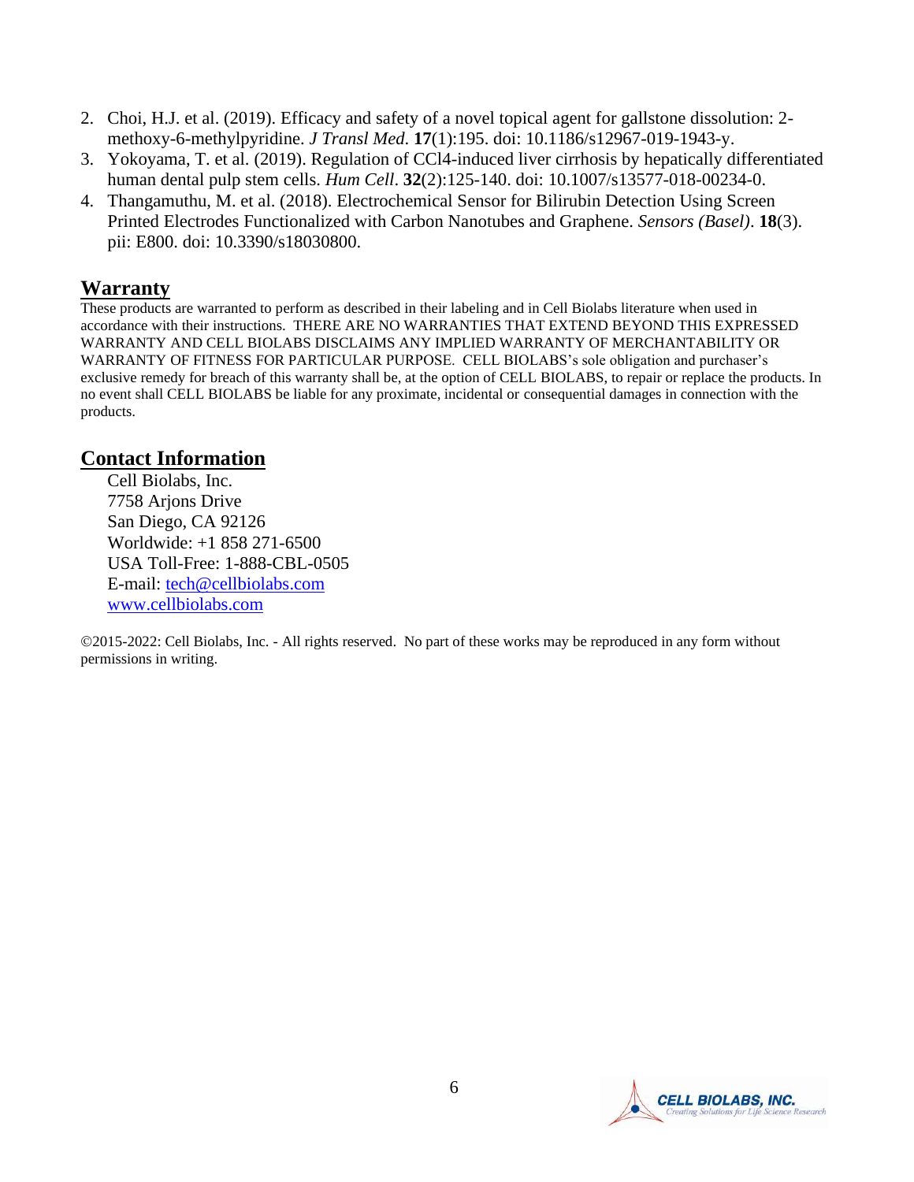2. Choi, H.J. et al. (2019). Efficacy and safety of a novel topical agent for gallstone dissolution: 2-methoxy-6-methylpyridine. *J Transl Med*. **17**(1):195. doi: 10.1186/s12967-019-1943-y.
3. Yokoyama, T. et al. (2019). Regulation of $CCl_4$-induced liver cirrhosis by hepatically differentiated human dental pulp stem cells. *Hum Cell*. **32**(2):125-140. doi: 10.1007/s13577-018-00234-0.
4. Thangamuthu, M. et al. (2018). Electrochemical Sensor for Bilirubin Detection Using Screen Printed Electrodes Functionalized with Carbon Nanotubes and Graphene. *Sensors (Basel)*. **18**(3). pii: E800. doi: 10.3390/s18030800.

## Warranty

These products are warranted to perform as described in their labeling and in Cell Biolabs literature when used in accordance with their instructions. THERE ARE NO WARRANTIES THAT EXTEND BEYOND THIS EXPRESSED WARRANTY AND CELL BIOLABS DISCLAIMS ANY IMPLIED WARRANTY OF MERCHANTABILITY OR WARRANTY OF FITNESS FOR PARTICULAR PURPOSE. CELL BIOLABS's sole obligation and purchaser's exclusive remedy for breach of this warranty shall be, at the option of CELL BIOLABS, to repair or replace the products. In no event shall CELL BIOLABS be liable for any proximate, incidental or consequential damages in connection with the products.

## Contact Information

Cell Biolabs, Inc.
7758 Arjons Drive
San Diego, CA 92126
Worldwide: +1 858 271-6500
USA Toll-Free: 1-888-CBL-0505
E-mail: tech@cellbiolabs.com
www.cellbiolabs.com

©2015-2022: Cell Biolabs, Inc. - All rights reserved. No part of these works may be reproduced in any form without permissions in writing.